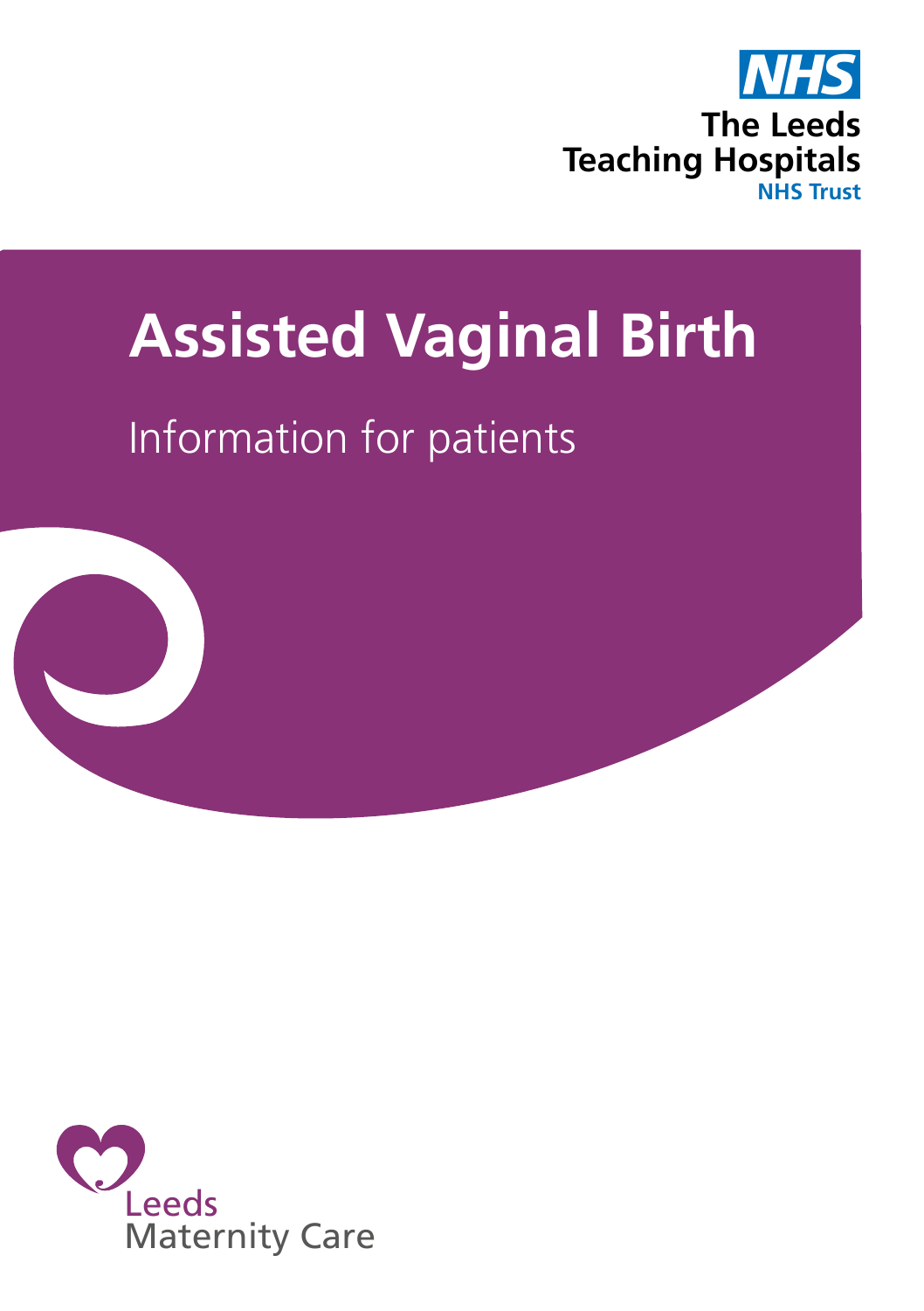NHS

The Leeds Teaching Hospitals
NHS Trust

# Assisted Vaginal Birth

Information for patients

Leeds Maternity Care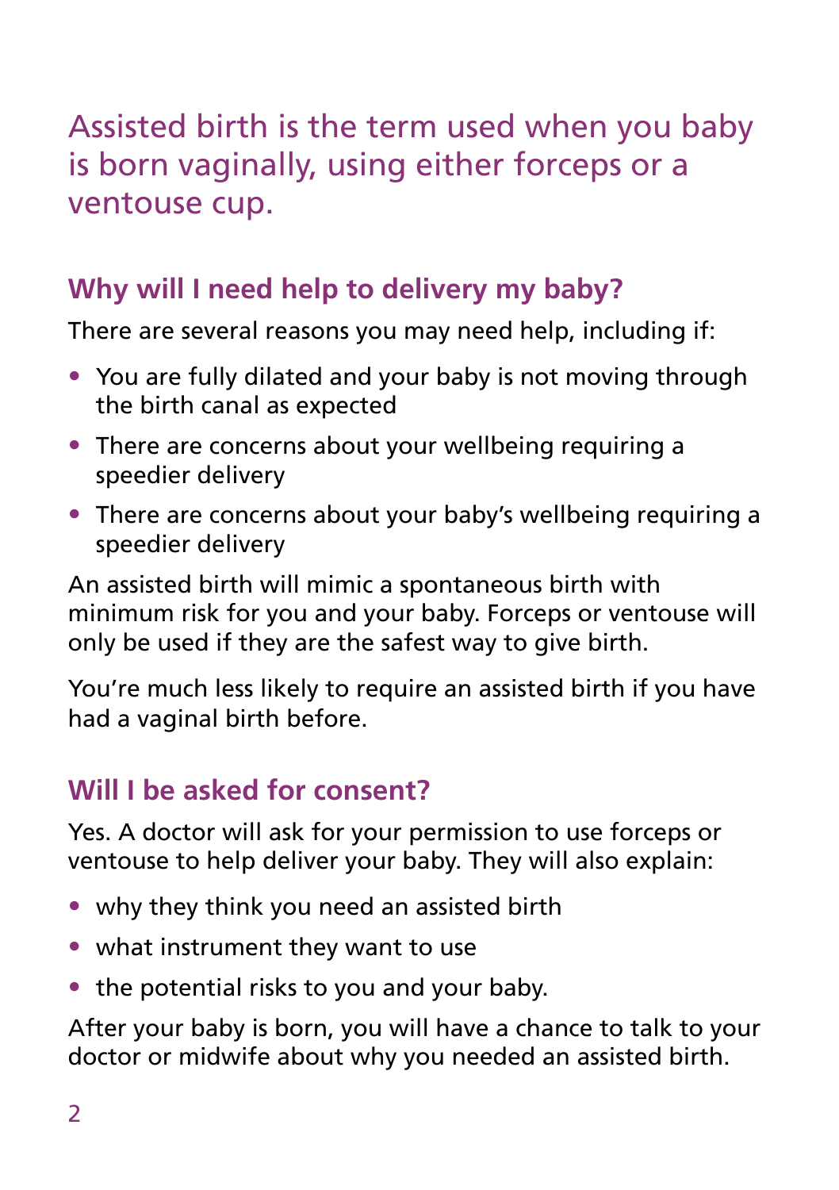Assisted birth is the term used when you baby is born vaginally, using either forceps or a ventouse cup.

## Why will I need help to delivery my baby?

There are several reasons you may need help, including if:

- You are fully dilated and your baby is not moving through the birth canal as expected
- There are concerns about your wellbeing requiring a speedier delivery
- There are concerns about your baby's wellbeing requiring a speedier delivery

An assisted birth will mimic a spontaneous birth with minimum risk for you and your baby. Forceps or ventouse will only be used if they are the safest way to give birth.

You're much less likely to require an assisted birth if you have had a vaginal birth before.

## Will I be asked for consent?

Yes. A doctor will ask for your permission to use forceps or ventouse to help deliver your baby. They will also explain:

- why they think you need an assisted birth
- what instrument they want to use
- the potential risks to you and your baby.

After your baby is born, you will have a chance to talk to your doctor or midwife about why you needed an assisted birth.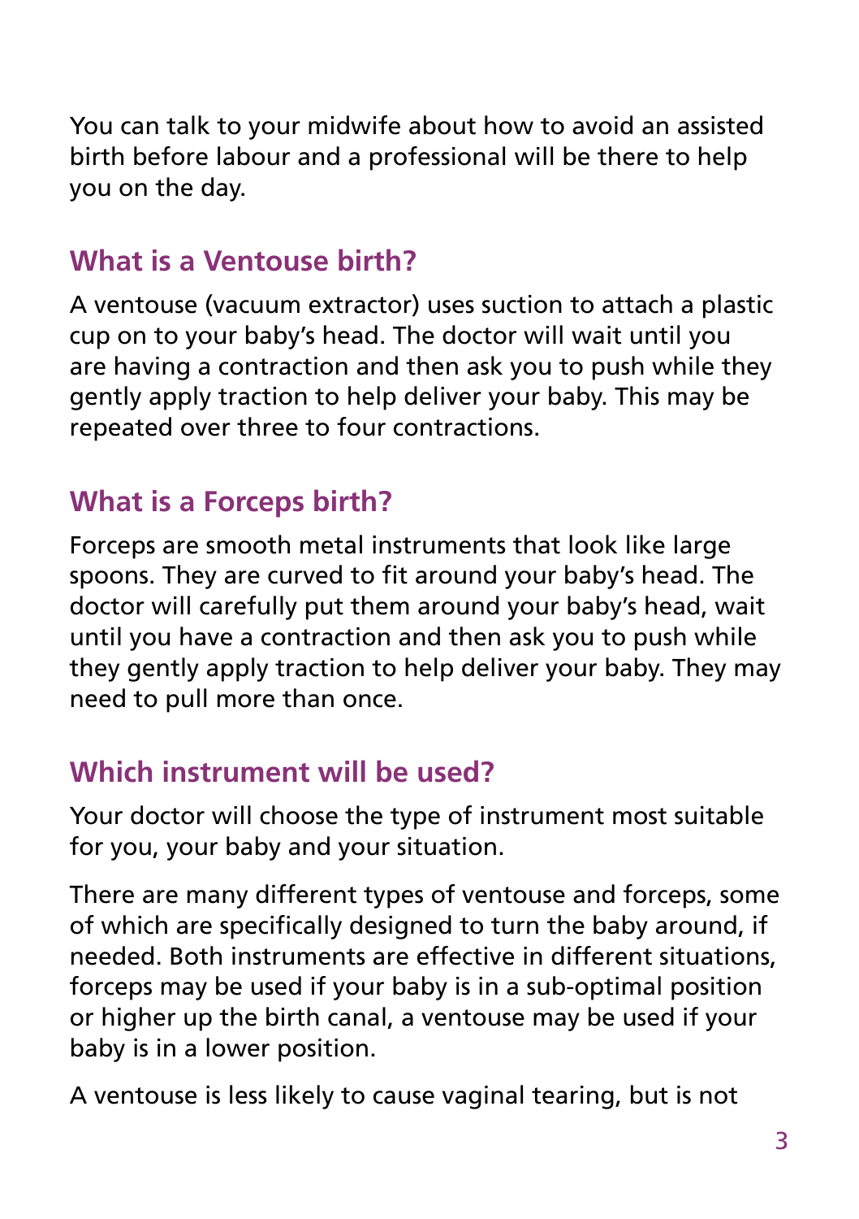You can talk to your midwife about how to avoid an assisted birth before labour and a professional will be there to help you on the day.

## What is a Ventouse birth?

A ventouse (vacuum extractor) uses suction to attach a plastic cup on to your baby's head. The doctor will wait until you are having a contraction and then ask you to push while they gently apply traction to help deliver your baby. This may be repeated over three to four contractions.

## What is a Forceps birth?

Forceps are smooth metal instruments that look like large spoons. They are curved to fit around your baby's head. The doctor will carefully put them around your baby's head, wait until you have a contraction and then ask you to push while they gently apply traction to help deliver your baby. They may need to pull more than once.

## Which instrument will be used?

Your doctor will choose the type of instrument most suitable for you, your baby and your situation.

There are many different types of ventouse and forceps, some of which are specifically designed to turn the baby around, if needed. Both instruments are effective in different situations, forceps may be used if your baby is in a sub-optimal position or higher up the birth canal, a ventouse may be used if your baby is in a lower position.

A ventouse is less likely to cause vaginal tearing, but is not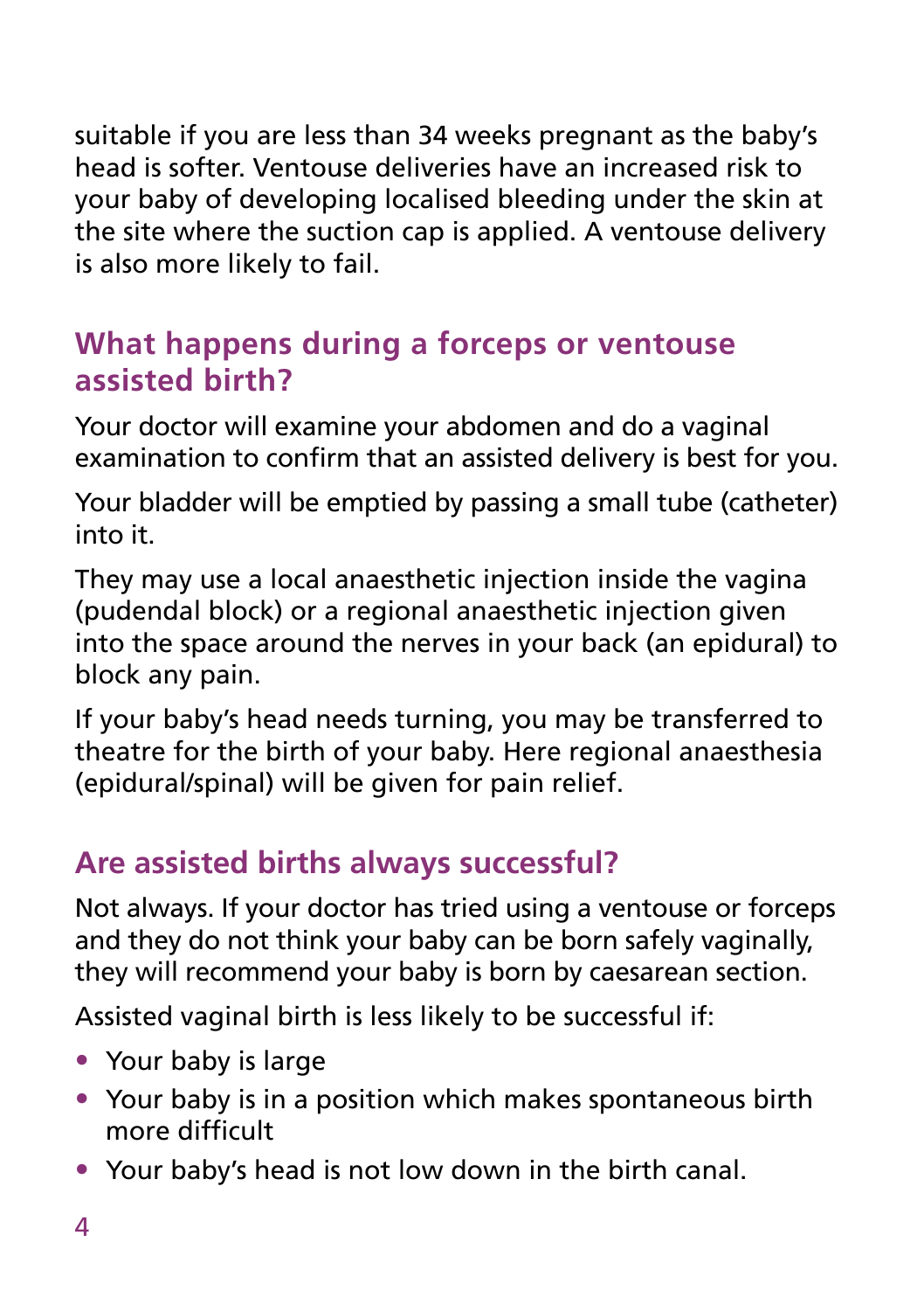suitable if you are less than 34 weeks pregnant as the baby's head is softer. Ventouse deliveries have an increased risk to your baby of developing localised bleeding under the skin at the site where the suction cap is applied. A ventouse delivery is also more likely to fail.

## What happens during a forceps or ventouse assisted birth?

Your doctor will examine your abdomen and do a vaginal examination to confirm that an assisted delivery is best for you.

Your bladder will be emptied by passing a small tube (catheter) into it.

They may use a local anaesthetic injection inside the vagina (pudendal block) or a regional anaesthetic injection given into the space around the nerves in your back (an epidural) to block any pain.

If your baby's head needs turning, you may be transferred to theatre for the birth of your baby. Here regional anaesthesia (epidural/spinal) will be given for pain relief.

## Are assisted births always successful?

Not always. If your doctor has tried using a ventouse or forceps and they do not think your baby can be born safely vaginally, they will recommend your baby is born by caesarean section.

Assisted vaginal birth is less likely to be successful if:

- Your baby is large
- Your baby is in a position which makes spontaneous birth more difficult
- Your baby's head is not low down in the birth canal.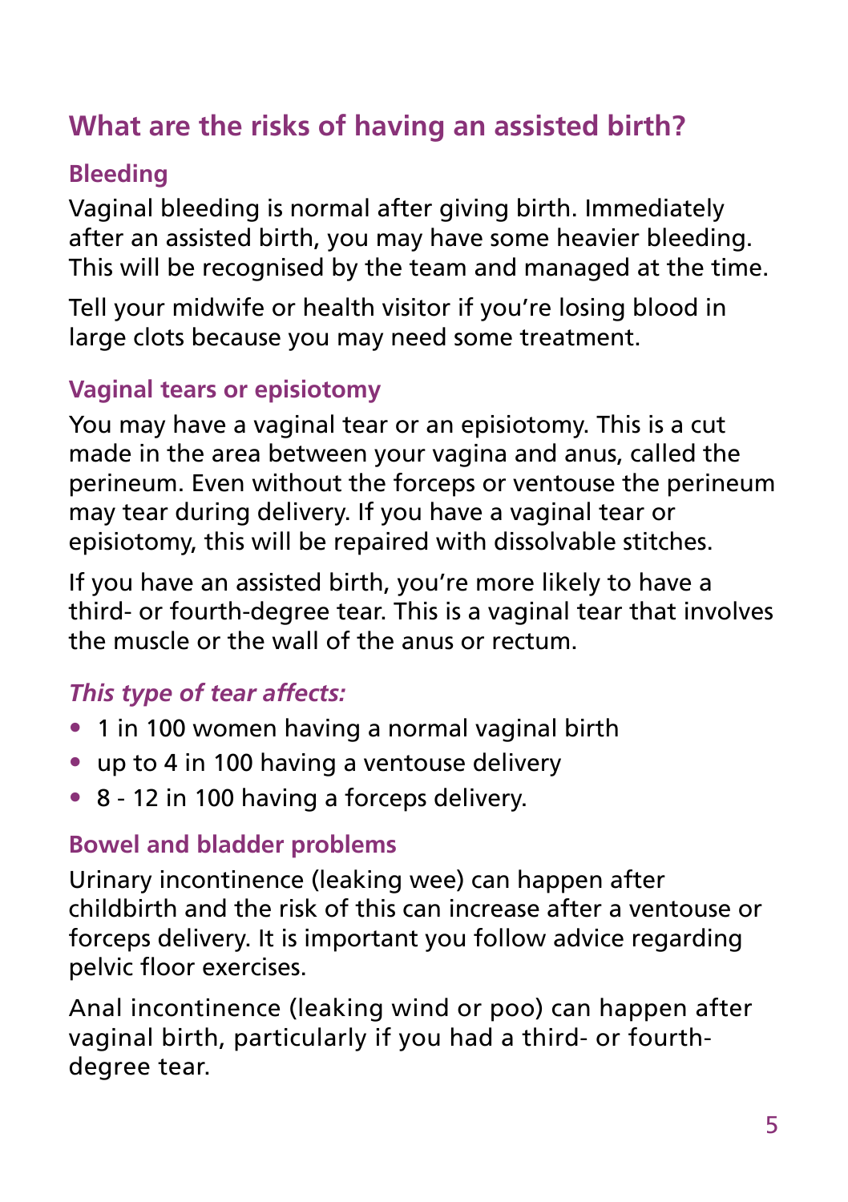## What are the risks of having an assisted birth?

### Bleeding

Vaginal bleeding is normal after giving birth. Immediately after an assisted birth, you may have some heavier bleeding. This will be recognised by the team and managed at the time.

Tell your midwife or health visitor if you're losing blood in large clots because you may need some treatment.

### Vaginal tears or episiotomy

You may have a vaginal tear or an episiotomy. This is a cut made in the area between your vagina and anus, called the perineum. Even without the forceps or ventouse the perineum may tear during delivery. If you have a vaginal tear or episiotomy, this will be repaired with dissolvable stitches.

If you have an assisted birth, you're more likely to have a third- or fourth-degree tear. This is a vaginal tear that involves the muscle or the wall of the anus or rectum.

*This type of tear affects:*

- 1 in 100 women having a normal vaginal birth
- up to 4 in 100 having a ventouse delivery
- 8 - 12 in 100 having a forceps delivery.

### Bowel and bladder problems

Urinary incontinence (leaking wee) can happen after childbirth and the risk of this can increase after a ventouse or forceps delivery. It is important you follow advice regarding pelvic floor exercises.

Anal incontinence (leaking wind or poo) can happen after vaginal birth, particularly if you had a third- or fourth-degree tear.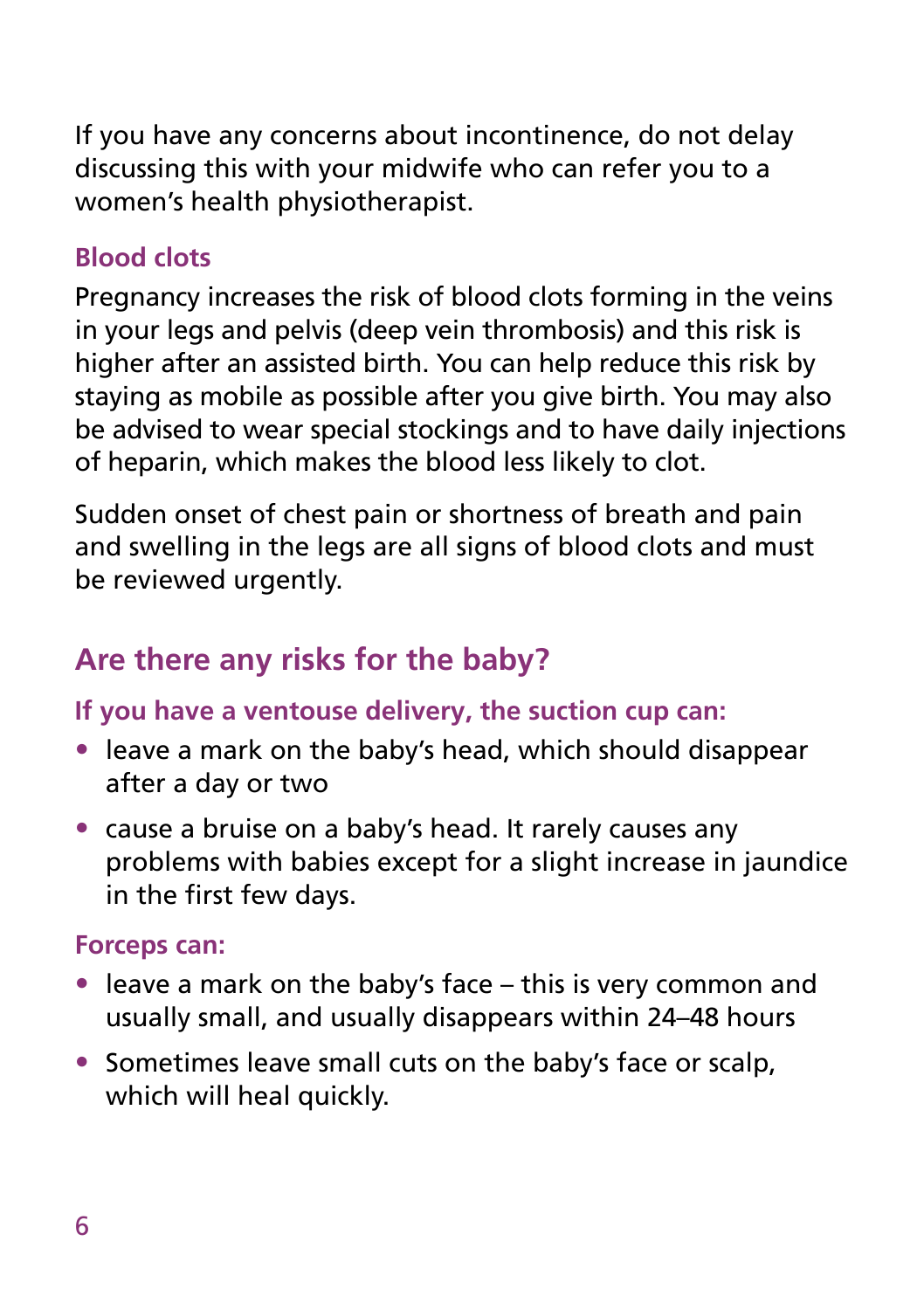If you have any concerns about incontinence, do not delay discussing this with your midwife who can refer you to a women's health physiotherapist.

### Blood clots

Pregnancy increases the risk of blood clots forming in the veins in your legs and pelvis (deep vein thrombosis) and this risk is higher after an assisted birth. You can help reduce this risk by staying as mobile as possible after you give birth. You may also be advised to wear special stockings and to have daily injections of heparin, which makes the blood less likely to clot.

Sudden onset of chest pain or shortness of breath and pain and swelling in the legs are all signs of blood clots and must be reviewed urgently.

## Are there any risks for the baby?

### If you have a ventouse delivery, the suction cup can:

- leave a mark on the baby's head, which should disappear after a day or two
- cause a bruise on a baby's head. It rarely causes any problems with babies except for a slight increase in jaundice in the first few days.

### Forceps can:

- leave a mark on the baby's face – this is very common and usually small, and usually disappears within 24–48 hours
- Sometimes leave small cuts on the baby's face or scalp, which will heal quickly.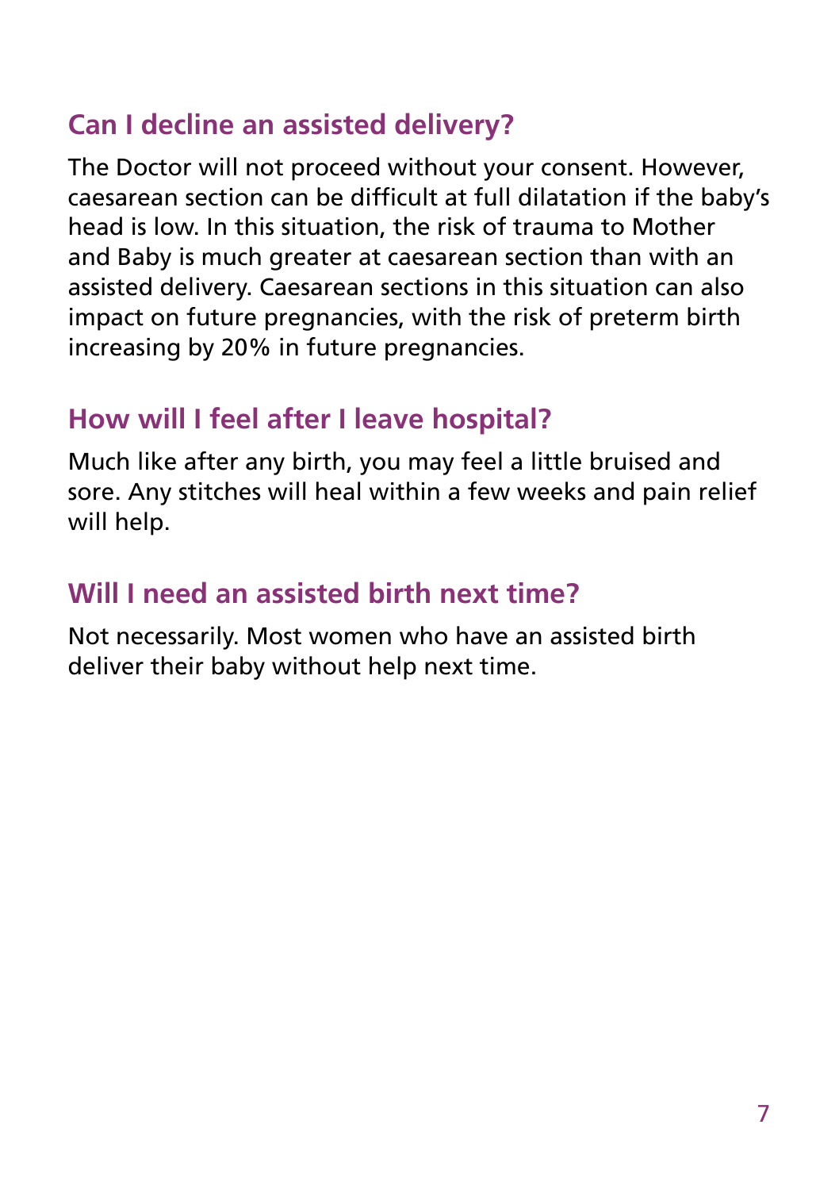## Can I decline an assisted delivery?

The Doctor will not proceed without your consent. However, caesarean section can be difficult at full dilatation if the baby's head is low. In this situation, the risk of trauma to Mother and Baby is much greater at caesarean section than with an assisted delivery. Caesarean sections in this situation can also impact on future pregnancies, with the risk of preterm birth increasing by 20% in future pregnancies.

## How will I feel after I leave hospital?

Much like after any birth, you may feel a little bruised and sore. Any stitches will heal within a few weeks and pain relief will help.

## Will I need an assisted birth next time?

Not necessarily. Most women who have an assisted birth deliver their baby without help next time.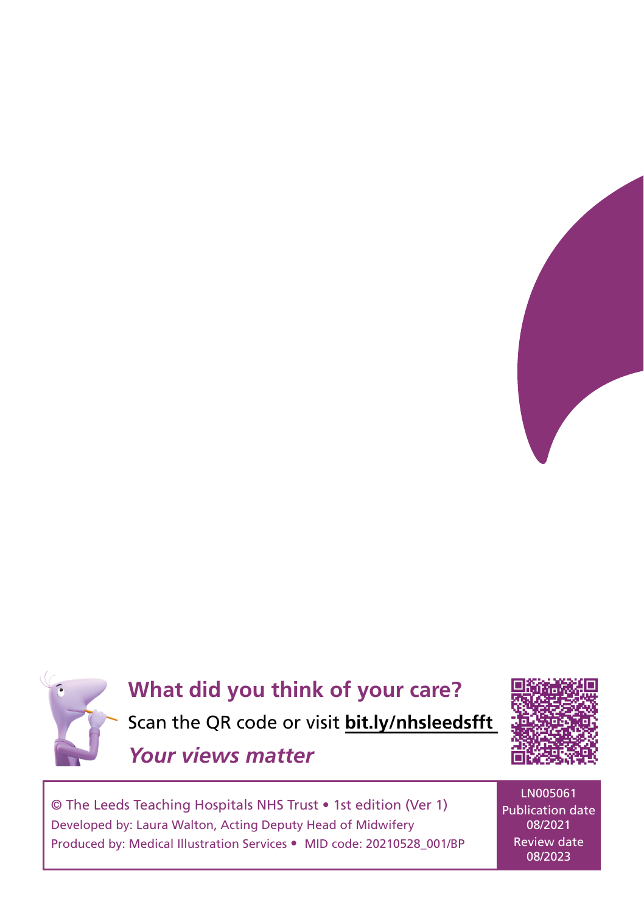## What did you think of your care?

Scan the QR code or visit **bit.ly/nhsleedsfft**

***Your views matter***

© The Leeds Teaching Hospitals NHS Trust • 1st edition (Ver 1)
Developed by: Laura Walton, Acting Deputy Head of Midwifery
Produced by: Medical Illustration Services • MID code: 20210528_001/BP

LN005061
Publication date
08/2021
Review date
08/2023